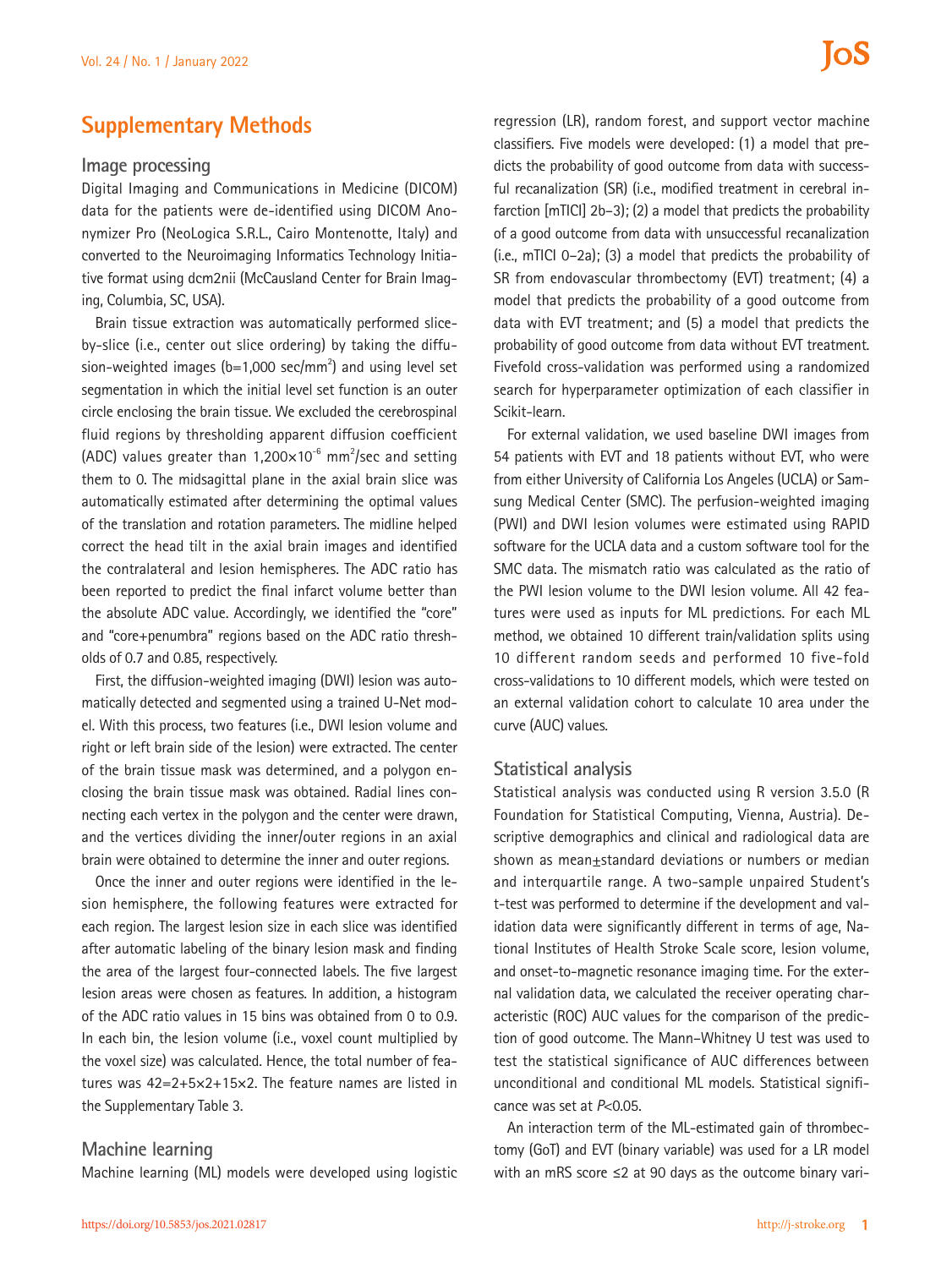# Supplementary Methods

## Image processing

Digital Imaging and Communications in Medicine (DICOM) data for the patients were de-identified using DICOM Anonymizer Pro (NeoLogica S.R.L., Cairo Montenotte, Italy) and converted to the Neuroimaging Informatics Technology Initiative format using dcm2nii (McCausland Center for Brain Imaging, Columbia, SC, USA).

Brain tissue extraction was automatically performed slice-by-slice (i.e., center out slice ordering) by taking the diffusion-weighted images (b=1,000 sec/mm$^2$) and using level set segmentation in which the initial level set function is an outer circle enclosing the brain tissue. We excluded the cerebrospinal fluid regions by thresholding apparent diffusion coefficient (ADC) values greater than $1,200 \times 10^{-6}$ mm$^2$/sec and setting them to 0. The midsagittal plane in the axial brain slice was automatically estimated after determining the optimal values of the translation and rotation parameters. The midline helped correct the head tilt in the axial brain images and identified the contralateral and lesion hemispheres. The ADC ratio has been reported to predict the final infarct volume better than the absolute ADC value. Accordingly, we identified the "core" and "core+penumbra" regions based on the ADC ratio thresholds of 0.7 and 0.85, respectively.

First, the diffusion-weighted imaging (DWI) lesion was automatically detected and segmented using a trained U-Net model. With this process, two features (i.e., DWI lesion volume and right or left brain side of the lesion) were extracted. The center of the brain tissue mask was determined, and a polygon enclosing the brain tissue mask was obtained. Radial lines connecting each vertex in the polygon and the center were drawn, and the vertices dividing the inner/outer regions in an axial brain were obtained to determine the inner and outer regions.

Once the inner and outer regions were identified in the lesion hemisphere, the following features were extracted for each region. The largest lesion size in each slice was identified after automatic labeling of the binary lesion mask and finding the area of the largest four-connected labels. The five largest lesion areas were chosen as features. In addition, a histogram of the ADC ratio values in 15 bins was obtained from 0 to 0.9. In each bin, the lesion volume (i.e., voxel count multiplied by the voxel size) was calculated. Hence, the total number of features was $42=2+5\times2+15\times2$. The feature names are listed in the Supplementary Table 3.

## Machine learning

Machine learning (ML) models were developed using logistic regression (LR), random forest, and support vector machine classifiers. Five models were developed: (1) a model that predicts the probability of good outcome from data with successful recanalization (SR) (i.e., modified treatment in cerebral infarction [mTICI] 2b–3); (2) a model that predicts the probability of a good outcome from data with unsuccessful recanalization (i.e., mTICI 0–2a); (3) a model that predicts the probability of SR from endovascular thrombectomy (EVT) treatment; (4) a model that predicts the probability of a good outcome from data with EVT treatment; and (5) a model that predicts the probability of good outcome from data without EVT treatment. Fivefold cross-validation was performed using a randomized search for hyperparameter optimization of each classifier in Scikit-learn.

For external validation, we used baseline DWI images from 54 patients with EVT and 18 patients without EVT, who were from either University of California Los Angeles (UCLA) or Samsung Medical Center (SMC). The perfusion-weighted imaging (PWI) and DWI lesion volumes were estimated using RAPID software for the UCLA data and a custom software tool for the SMC data. The mismatch ratio was calculated as the ratio of the PWI lesion volume to the DWI lesion volume. All 42 features were used as inputs for ML predictions. For each ML method, we obtained 10 different train/validation splits using 10 different random seeds and performed 10 five-fold cross-validations to 10 different models, which were tested on an external validation cohort to calculate 10 area under the curve (AUC) values.

## Statistical analysis

Statistical analysis was conducted using R version 3.5.0 (R Foundation for Statistical Computing, Vienna, Austria). Descriptive demographics and clinical and radiological data are shown as mean±standard deviations or numbers or median and interquartile range. A two-sample unpaired Student's t-test was performed to determine if the development and validation data were significantly different in terms of age, National Institutes of Health Stroke Scale score, lesion volume, and onset-to-magnetic resonance imaging time. For the external validation data, we calculated the receiver operating characteristic (ROC) AUC values for the comparison of the prediction of good outcome. The Mann–Whitney U test was used to test the statistical significance of AUC differences between unconditional and conditional ML models. Statistical significance was set at $P<0.05$.

An interaction term of the ML-estimated gain of thrombectomy (GoT) and EVT (binary variable) was used for a LR model with an mRS score ≤2 at 90 days as the outcome binary vari-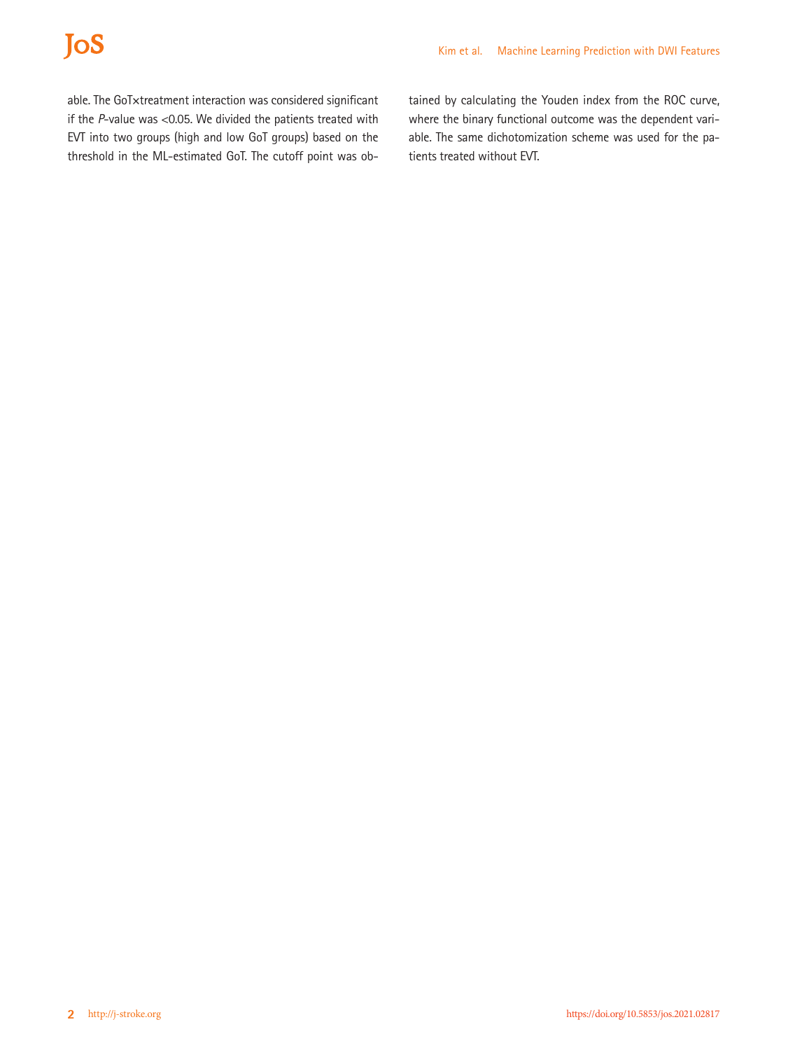able. The GoT×treatment interaction was considered significant if the *P*-value was <0.05. We divided the patients treated with EVT into two groups (high and low GoT groups) based on the threshold in the ML-estimated GoT. The cutoff point was obtained by calculating the Youden index from the ROC curve, where the binary functional outcome was the dependent variable. The same dichotomization scheme was used for the patients treated without EVT.